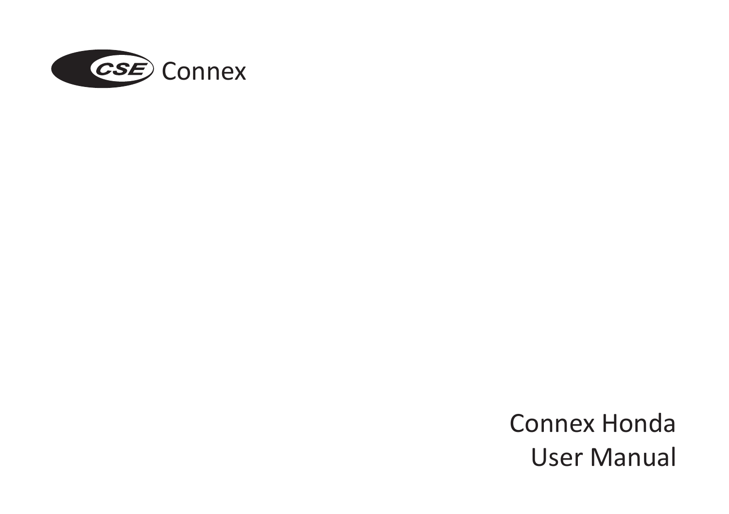CSE Connex

# Connex Honda
# User Manual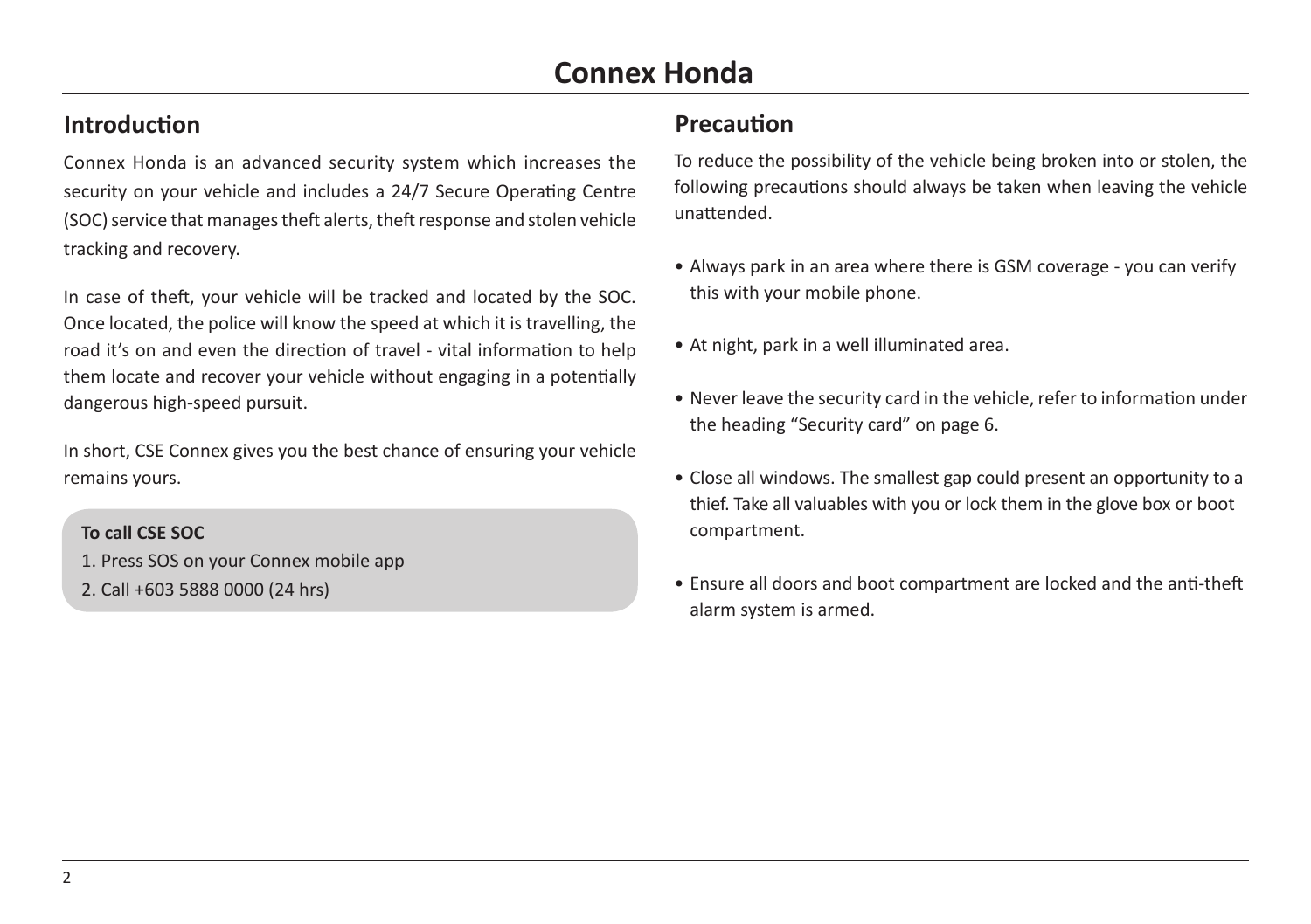# Connex Honda

## Introduction

Connex Honda is an advanced security system which increases the security on your vehicle and includes a 24/7 Secure Operating Centre (SOC) service that manages theft alerts, theft response and stolen vehicle tracking and recovery.

In case of theft, your vehicle will be tracked and located by the SOC. Once located, the police will know the speed at which it is travelling, the road it's on and even the direction of travel - vital information to help them locate and recover your vehicle without engaging in a potentially dangerous high-speed pursuit.

In short, CSE Connex gives you the best chance of ensuring your vehicle remains yours.

**To call CSE SOC**

1. Press SOS on your Connex mobile app
2. Call +603 5888 0000 (24 hrs)

## Precaution

To reduce the possibility of the vehicle being broken into or stolen, the following precautions should always be taken when leaving the vehicle unattended.

- Always park in an area where there is GSM coverage - you can verify this with your mobile phone.
- At night, park in a well illuminated area.
- Never leave the security card in the vehicle, refer to information under the heading "Security card" on page 6.
- Close all windows. The smallest gap could present an opportunity to a thief. Take all valuables with you or lock them in the glove box or boot compartment.
- Ensure all doors and boot compartment are locked and the anti-theft alarm system is armed.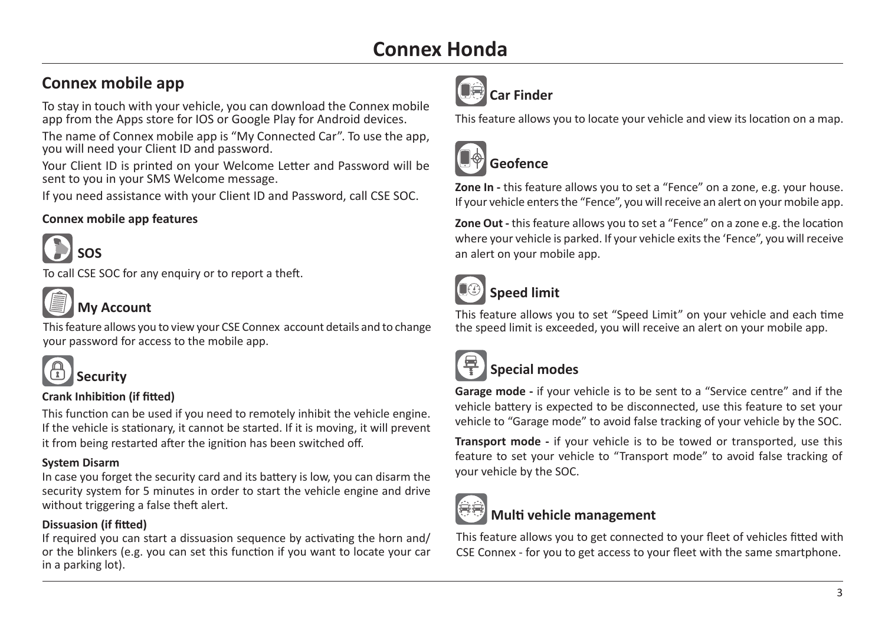# Connex Honda

## Connex mobile app

To stay in touch with your vehicle, you can download the Connex mobile app from the Apps store for IOS or Google Play for Android devices.

The name of Connex mobile app is "My Connected Car". To use the app, you will need your Client ID and password.

Your Client ID is printed on your Welcome Letter and Password will be sent to you in your SMS Welcome message.

If you need assistance with your Client ID and Password, call CSE SOC.

**Connex mobile app features**

### SOS

To call CSE SOC for any enquiry or to report a theft.

### My Account

This feature allows you to view your CSE Connex account details and to change your password for access to the mobile app.

### Security

**Crank Inhibition (if fitted)**

This function can be used if you need to remotely inhibit the vehicle engine. If the vehicle is stationary, it cannot be started. If it is moving, it will prevent it from being restarted after the ignition has been switched off.

**System Disarm**

In case you forget the security card and its battery is low, you can disarm the security system for 5 minutes in order to start the vehicle engine and drive without triggering a false theft alert.

**Dissuasion (if fitted)**

If required you can start a dissuasion sequence by activating the horn and/or the blinkers (e.g. you can set this function if you want to locate your car in a parking lot).

### Car Finder

This feature allows you to locate your vehicle and view its location on a map.

### Geofence

**Zone In -** this feature allows you to set a "Fence" on a zone, e.g. your house. If your vehicle enters the "Fence", you will receive an alert on your mobile app.

**Zone Out -** this feature allows you to set a "Fence" on a zone e.g. the location where your vehicle is parked. If your vehicle exits the 'Fence", you will receive an alert on your mobile app.

### Speed limit

This feature allows you to set "Speed Limit" on your vehicle and each time the speed limit is exceeded, you will receive an alert on your mobile app.

### Special modes

**Garage mode -** if your vehicle is to be sent to a "Service centre" and if the vehicle battery is expected to be disconnected, use this feature to set your vehicle to "Garage mode" to avoid false tracking of your vehicle by the SOC.

**Transport mode -** if your vehicle is to be towed or transported, use this feature to set your vehicle to "Transport mode" to avoid false tracking of your vehicle by the SOC.

### Multi vehicle management

This feature allows you to get connected to your fleet of vehicles fitted with CSE Connex - for you to get access to your fleet with the same smartphone.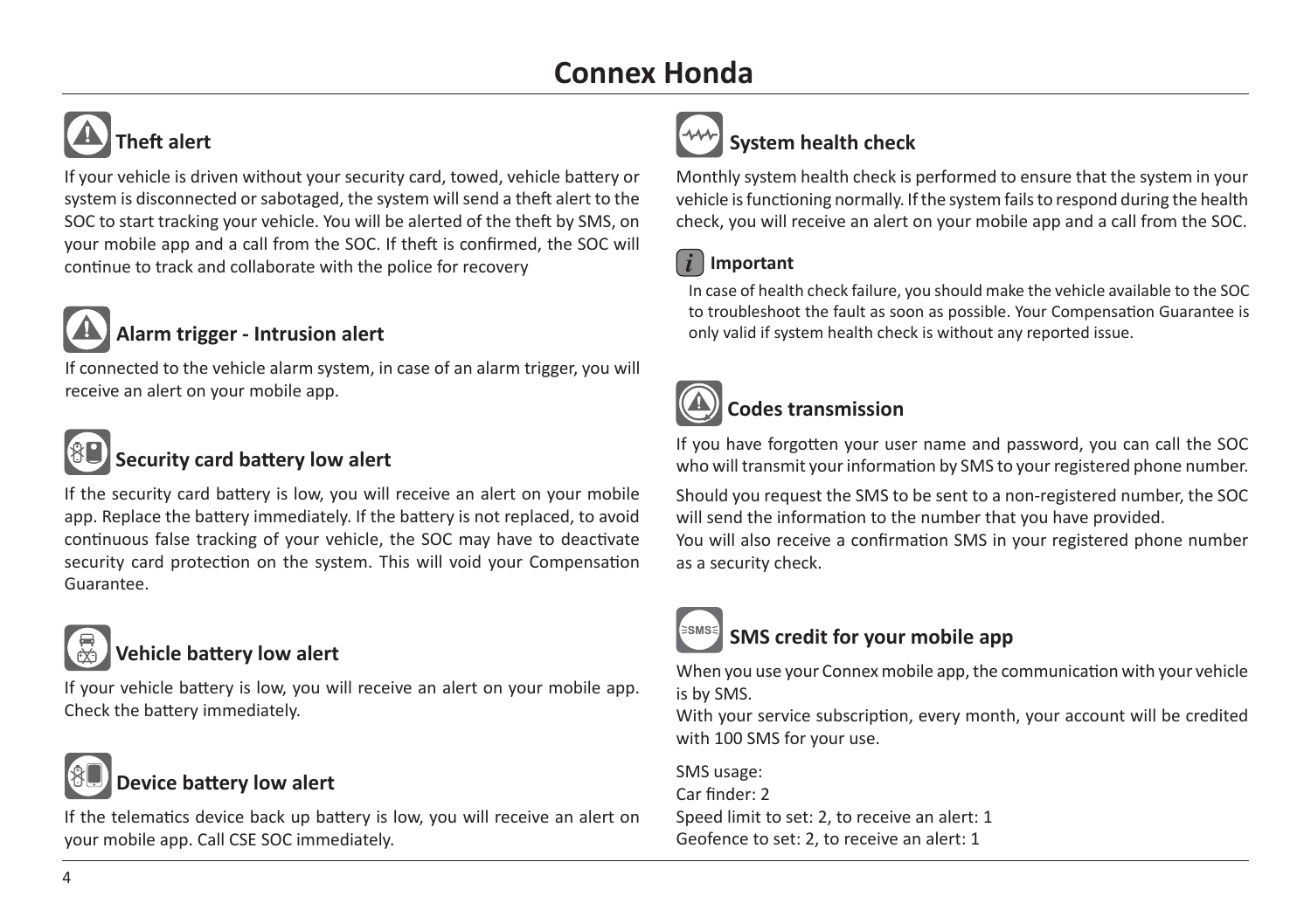# Connex Honda

## Theft alert

If your vehicle is driven without your security card, towed, vehicle battery or system is disconnected or sabotaged, the system will send a theft alert to the SOC to start tracking your vehicle. You will be alerted of the theft by SMS, on your mobile app and a call from the SOC. If theft is confirmed, the SOC will continue to track and collaborate with the police for recovery

## Alarm trigger - Intrusion alert

If connected to the vehicle alarm system, in case of an alarm trigger, you will receive an alert on your mobile app.

## Security card battery low alert

If the security card battery is low, you will receive an alert on your mobile app. Replace the battery immediately. If the battery is not replaced, to avoid continuous false tracking of your vehicle, the SOC may have to deactivate security card protection on the system. This will void your Compensation Guarantee.

## Vehicle battery low alert

If your vehicle battery is low, you will receive an alert on your mobile app. Check the battery immediately.

## Device battery low alert

If the telematics device back up battery is low, you will receive an alert on your mobile app. Call CSE SOC immediately.

## System health check

Monthly system health check is performed to ensure that the system in your vehicle is functioning normally. If the system fails to respond during the health check, you will receive an alert on your mobile app and a call from the SOC.

**Important**

In case of health check failure, you should make the vehicle available to the SOC to troubleshoot the fault as soon as possible. Your Compensation Guarantee is only valid if system health check is without any reported issue.

## Codes transmission

If you have forgotten your user name and password, you can call the SOC who will transmit your information by SMS to your registered phone number.

Should you request the SMS to be sent to a non-registered number, the SOC will send the information to the number that you have provided.
You will also receive a confirmation SMS in your registered phone number as a security check.

## SMS credit for your mobile app

When you use your Connex mobile app, the communication with your vehicle is by SMS.
With your service subscription, every month, your account will be credited with 100 SMS for your use.

SMS usage:
Car finder: 2
Speed limit to set: 2, to receive an alert: 1
Geofence to set: 2, to receive an alert: 1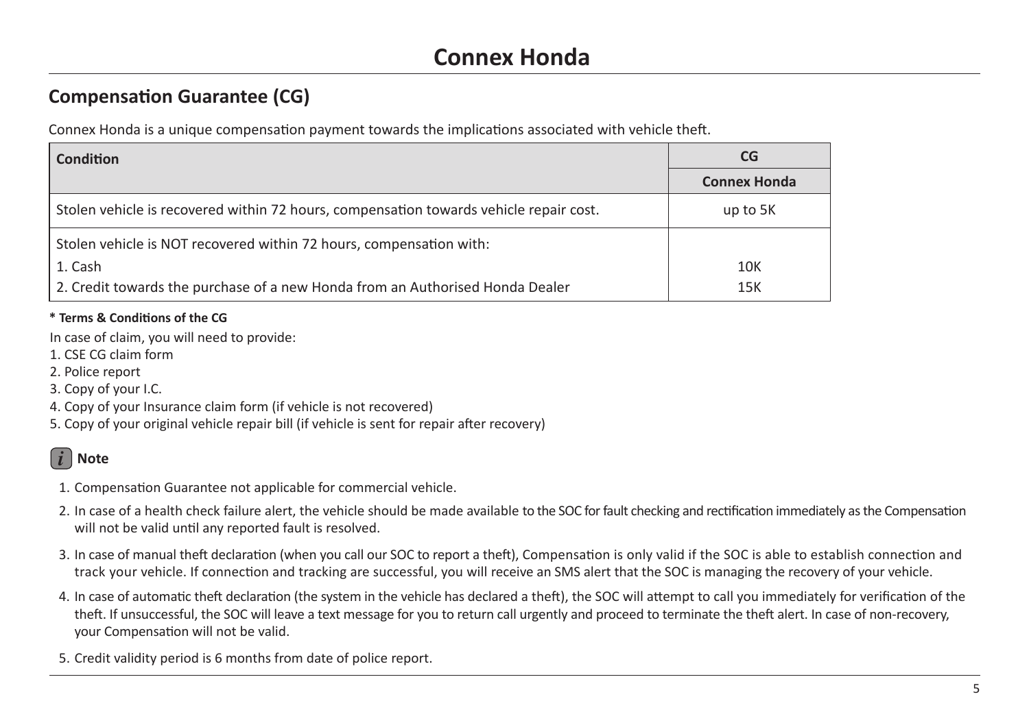# Connex Honda

## Compensation Guarantee (CG)

Connex Honda is a unique compensation payment towards the implications associated with vehicle theft.

| Condition | CG |
|---|---|
| | Connex Honda |
| Stolen vehicle is recovered within 72 hours, compensation towards vehicle repair cost. | up to 5K |
| Stolen vehicle is NOT recovered within 72 hours, compensation with: | |
| 1. Cash | 10K |
| 2. Credit towards the purchase of a new Honda from an Authorised Honda Dealer | 15K |

**\* Terms & Conditions of the CG**

In case of claim, you will need to provide:

1. CSE CG claim form
2. Police report
3. Copy of your I.C.
4. Copy of your Insurance claim form (if vehicle is not recovered)
5. Copy of your original vehicle repair bill (if vehicle is sent for repair after recovery)

**Note**

1. Compensation Guarantee not applicable for commercial vehicle.
2. In case of a health check failure alert, the vehicle should be made available to the SOC for fault checking and rectification immediately as the Compensation will not be valid until any reported fault is resolved.
3. In case of manual theft declaration (when you call our SOC to report a theft), Compensation is only valid if the SOC is able to establish connection and track your vehicle. If connection and tracking are successful, you will receive an SMS alert that the SOC is managing the recovery of your vehicle.
4. In case of automatic theft declaration (the system in the vehicle has declared a theft), the SOC will attempt to call you immediately for verification of the theft. If unsuccessful, the SOC will leave a text message for you to return call urgently and proceed to terminate the theft alert. In case of non-recovery, your Compensation will not be valid.
5. Credit validity period is 6 months from date of police report.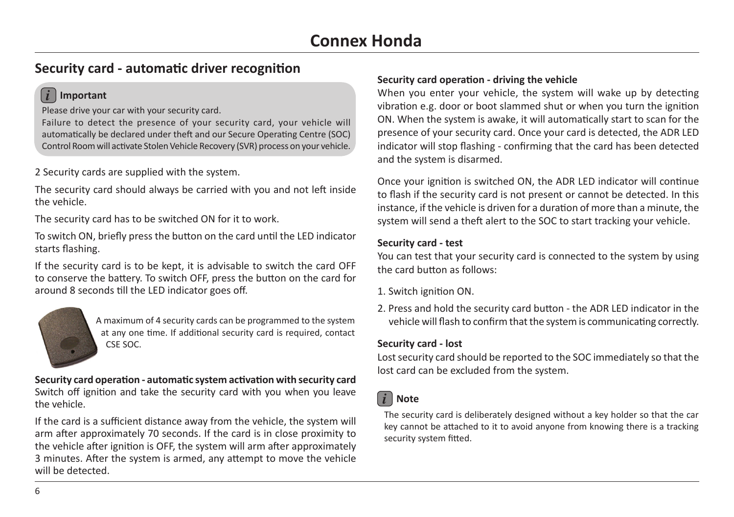# Connex Honda

## Security card - automatic driver recognition

> **Important**
>
> Please drive your car with your security card.
>
> Failure to detect the presence of your security card, your vehicle will automatically be declared under theft and our Secure Operating Centre (SOC) Control Room will activate Stolen Vehicle Recovery (SVR) process on your vehicle.

2 Security cards are supplied with the system.

The security card should always be carried with you and not left inside the vehicle.

The security card has to be switched ON for it to work.

To switch ON, briefly press the button on the card until the LED indicator starts flashing.

If the security card is to be kept, it is advisable to switch the card OFF to conserve the battery. To switch OFF, press the button on the card for around 8 seconds till the LED indicator goes off.

A maximum of 4 security cards can be programmed to the system at any one time. If additional security card is required, contact CSE SOC.

**Security card operation - automatic system activation with security card**

Switch off ignition and take the security card with you when you leave the vehicle.

If the card is a sufficient distance away from the vehicle, the system will arm after approximately 70 seconds. If the card is in close proximity to the vehicle after ignition is OFF, the system will arm after approximately 3 minutes. After the system is armed, any attempt to move the vehicle will be detected.

**Security card operation - driving the vehicle**

When you enter your vehicle, the system will wake up by detecting vibration e.g. door or boot slammed shut or when you turn the ignition ON. When the system is awake, it will automatically start to scan for the presence of your security card. Once your card is detected, the ADR LED indicator will stop flashing - confirming that the card has been detected and the system is disarmed.

Once your ignition is switched ON, the ADR LED indicator will continue to flash if the security card is not present or cannot be detected. In this instance, if the vehicle is driven for a duration of more than a minute, the system will send a theft alert to the SOC to start tracking your vehicle.

**Security card - test**

You can test that your security card is connected to the system by using the card button as follows:

1. Switch ignition ON.
2. Press and hold the security card button - the ADR LED indicator in the vehicle will flash to confirm that the system is communicating correctly.

**Security card - lost**

Lost security card should be reported to the SOC immediately so that the lost card can be excluded from the system.

> **Note**
>
> The security card is deliberately designed without a key holder so that the car key cannot be attached to it to avoid anyone from knowing there is a tracking security system fitted.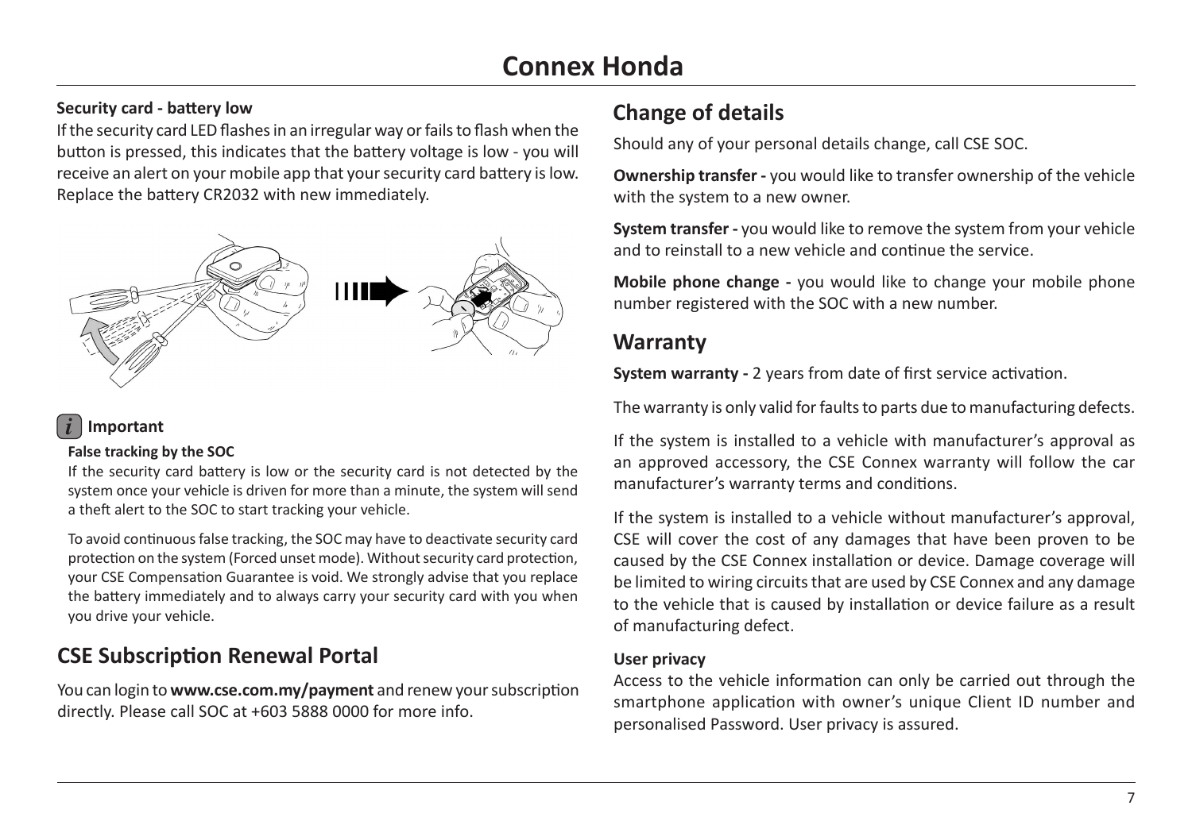# Connex Honda

### Security card - battery low

If the security card LED flashes in an irregular way or fails to flash when the button is pressed, this indicates that the battery voltage is low - you will receive an alert on your mobile app that your security card battery is low. Replace the battery CR2032 with new immediately.

**Important**

**False tracking by the SOC**

If the security card battery is low or the security card is not detected by the system once your vehicle is driven for more than a minute, the system will send a theft alert to the SOC to start tracking your vehicle.

To avoid continuous false tracking, the SOC may have to deactivate security card protection on the system (Forced unset mode). Without security card protection, your CSE Compensation Guarantee is void. We strongly advise that you replace the battery immediately and to always carry your security card with you when you drive your vehicle.

## CSE Subscription Renewal Portal

You can login to **www.cse.com.my/payment** and renew your subscription directly. Please call SOC at +603 5888 0000 for more info.

## Change of details

Should any of your personal details change, call CSE SOC.

**Ownership transfer -** you would like to transfer ownership of the vehicle with the system to a new owner.

**System transfer -** you would like to remove the system from your vehicle and to reinstall to a new vehicle and continue the service.

**Mobile phone change -** you would like to change your mobile phone number registered with the SOC with a new number.

## Warranty

**System warranty -** 2 years from date of first service activation.

The warranty is only valid for faults to parts due to manufacturing defects.

If the system is installed to a vehicle with manufacturer's approval as an approved accessory, the CSE Connex warranty will follow the car manufacturer's warranty terms and conditions.

If the system is installed to a vehicle without manufacturer's approval, CSE will cover the cost of any damages that have been proven to be caused by the CSE Connex installation or device. Damage coverage will be limited to wiring circuits that are used by CSE Connex and any damage to the vehicle that is caused by installation or device failure as a result of manufacturing defect.

### User privacy

Access to the vehicle information can only be carried out through the smartphone application with owner's unique Client ID number and personalised Password. User privacy is assured.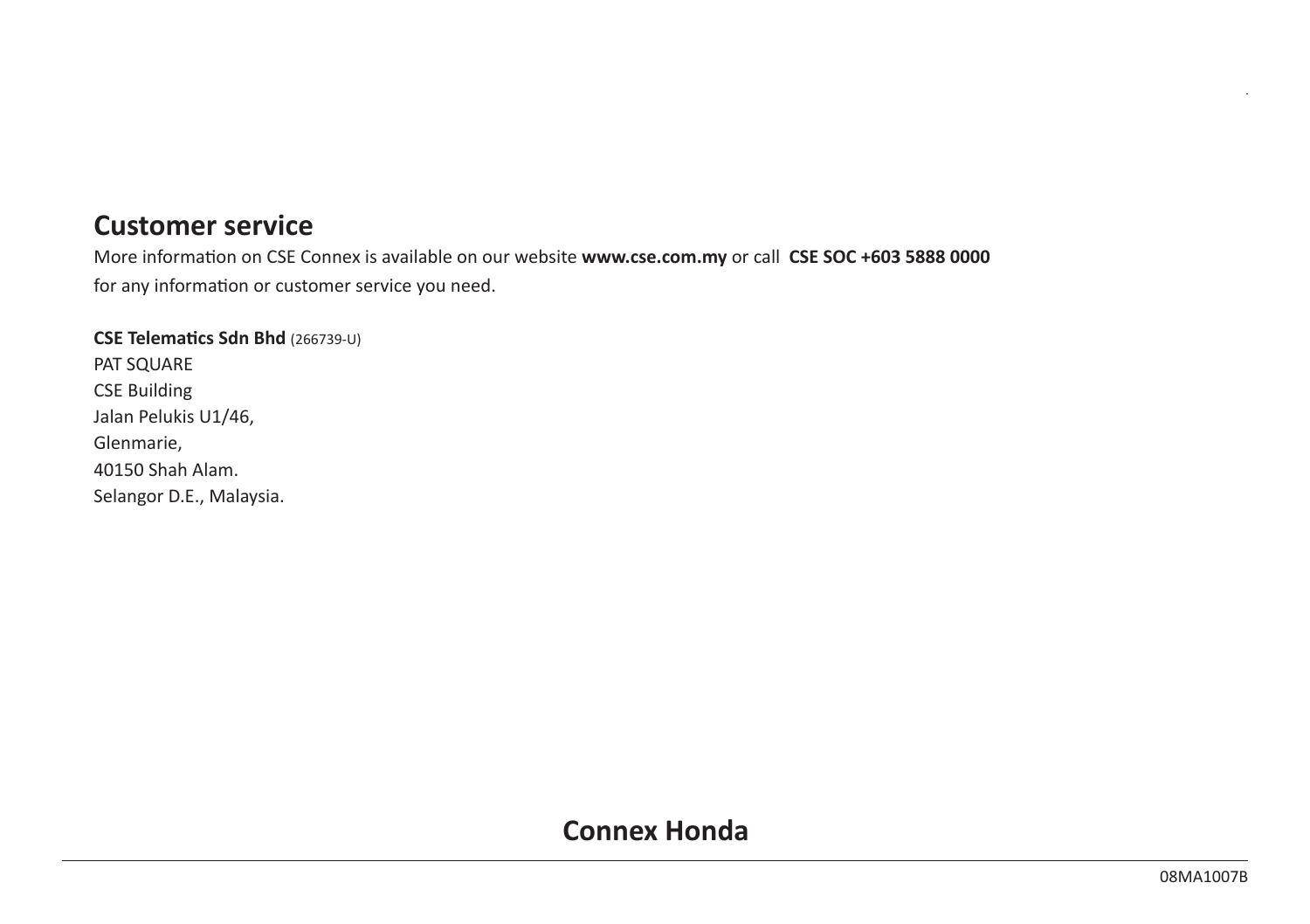## Customer service

More information on CSE Connex is available on our website **www.cse.com.my** or call **CSE SOC +603 5888 0000** for any information or customer service you need.

**CSE Telematics Sdn Bhd** (266739-U)
PAT SQUARE
CSE Building
Jalan Pelukis U1/46,
Glenmarie,
40150 Shah Alam.
Selangor D.E., Malaysia.

**Connex Honda**

08MA1007B